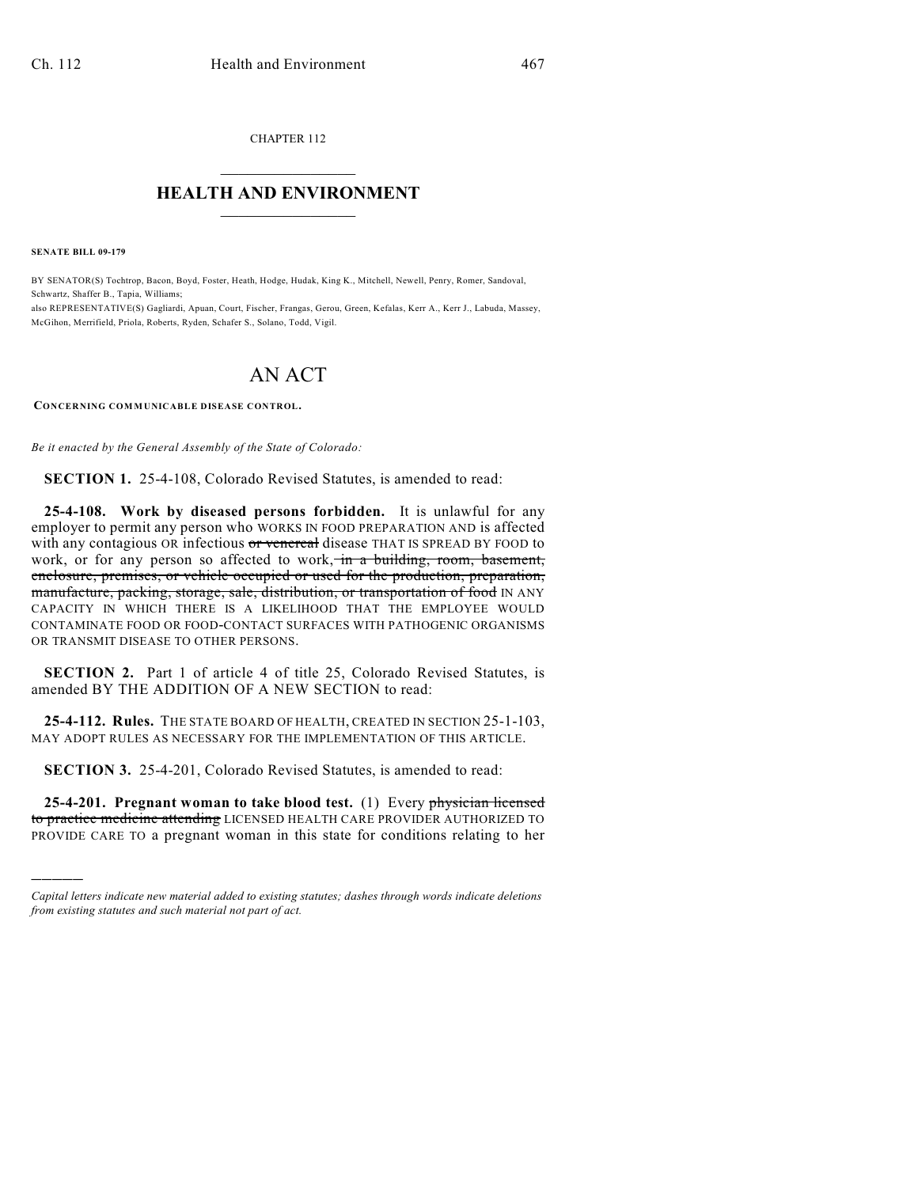CHAPTER 112

# HEALTH AND ENVIRONMENT

**SENATE BILL 09-179**

BY SENATOR(S) Tochtrop, Bacon, Boyd, Foster, Heath, Hodge, Hudak, King K., Mitchell, Newell, Penry, Romer, Sandoval, Schwartz, Shaffer B., Tapia, Williams;
also REPRESENTATIVE(S) Gagliardi, Apuan, Court, Fischer, Frangas, Gerou, Green, Kefalas, Kerr A., Kerr J., Labuda, Massey, McGihon, Merrifield, Priola, Roberts, Ryden, Schafer S., Solano, Todd, Vigil.

# AN ACT

**CONCERNING COMMUNICABLE DISEASE CONTROL.**

*Be it enacted by the General Assembly of the State of Colorado:*

**SECTION 1.** 25-4-108, Colorado Revised Statutes, is amended to read:

**25-4-108. Work by diseased persons forbidden.** It is unlawful for any employer to permit any person who WORKS IN FOOD PREPARATION AND is affected with any contagious OR infectious ~~or venereal~~ disease THAT IS SPREAD BY FOOD to work, or for any person so affected to work, ~~in a building, room, basement, enclosure, premises, or vehicle occupied or used for the production, preparation, manufacture, packing, storage, sale, distribution, or transportation of food~~ IN ANY CAPACITY IN WHICH THERE IS A LIKELIHOOD THAT THE EMPLOYEE WOULD CONTAMINATE FOOD OR FOOD-CONTACT SURFACES WITH PATHOGENIC ORGANISMS OR TRANSMIT DISEASE TO OTHER PERSONS.

**SECTION 2.** Part 1 of article 4 of title 25, Colorado Revised Statutes, is amended BY THE ADDITION OF A NEW SECTION to read:

**25-4-112. Rules.** THE STATE BOARD OF HEALTH, CREATED IN SECTION 25-1-103, MAY ADOPT RULES AS NECESSARY FOR THE IMPLEMENTATION OF THIS ARTICLE.

**SECTION 3.** 25-4-201, Colorado Revised Statutes, is amended to read:

**25-4-201. Pregnant woman to take blood test.** (1) Every ~~physician licensed to practice medicine attending~~ LICENSED HEALTH CARE PROVIDER AUTHORIZED TO PROVIDE CARE TO a pregnant woman in this state for conditions relating to her

*Capital letters indicate new material added to existing statutes; dashes through words indicate deletions from existing statutes and such material not part of act.*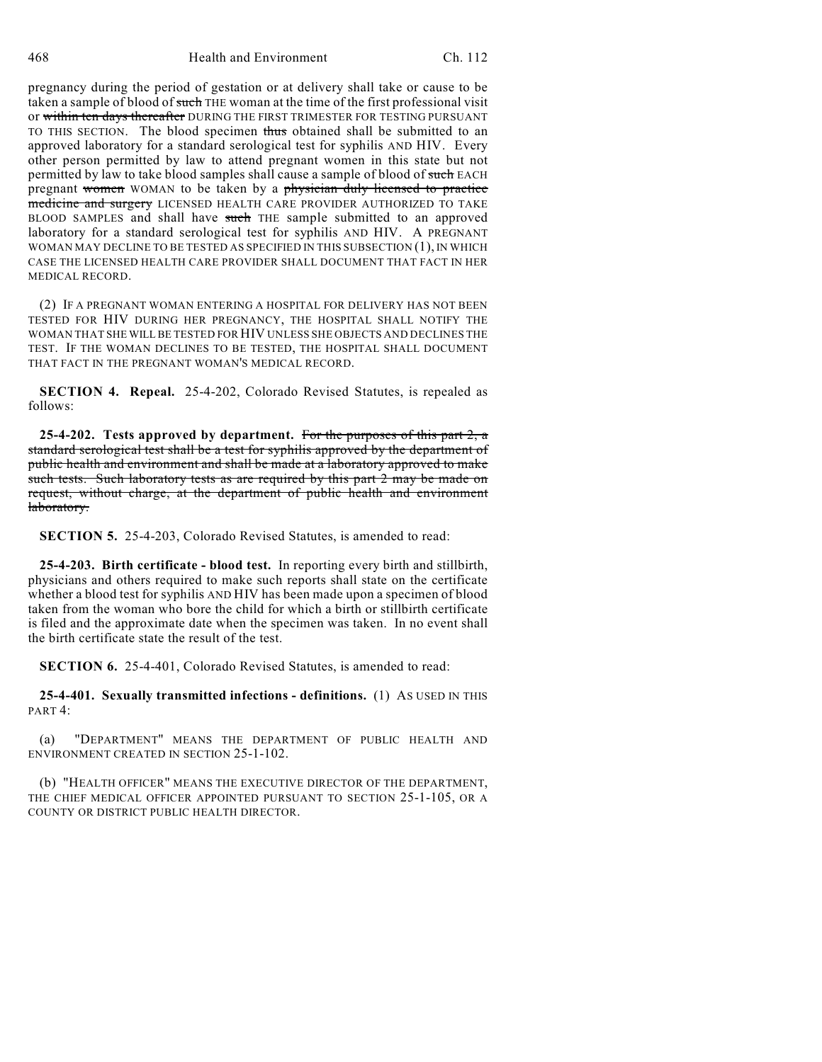pregnancy during the period of gestation or at delivery shall take or cause to be taken a sample of blood of ~~such~~ THE woman at the time of the first professional visit or ~~within ten days thereafter~~ DURING THE FIRST TRIMESTER FOR TESTING PURSUANT TO THIS SECTION. The blood specimen ~~thus~~ obtained shall be submitted to an approved laboratory for a standard serological test for syphilis AND HIV. Every other person permitted by law to attend pregnant women in this state but not permitted by law to take blood samples shall cause a sample of blood of ~~such~~ EACH pregnant ~~women~~ WOMAN to be taken by a ~~physician duly licensed to practice medicine and surgery~~ LICENSED HEALTH CARE PROVIDER AUTHORIZED TO TAKE BLOOD SAMPLES and shall have ~~such~~ THE sample submitted to an approved laboratory for a standard serological test for syphilis AND HIV. A PREGNANT WOMAN MAY DECLINE TO BE TESTED AS SPECIFIED IN THIS SUBSECTION (1), IN WHICH CASE THE LICENSED HEALTH CARE PROVIDER SHALL DOCUMENT THAT FACT IN HER MEDICAL RECORD.

(2) IF A PREGNANT WOMAN ENTERING A HOSPITAL FOR DELIVERY HAS NOT BEEN TESTED FOR HIV DURING HER PREGNANCY, THE HOSPITAL SHALL NOTIFY THE WOMAN THAT SHE WILL BE TESTED FOR HIV UNLESS SHE OBJECTS AND DECLINES THE TEST. IF THE WOMAN DECLINES TO BE TESTED, THE HOSPITAL SHALL DOCUMENT THAT FACT IN THE PREGNANT WOMAN'S MEDICAL RECORD.

**SECTION 4. Repeal.** 25-4-202, Colorado Revised Statutes, is repealed as follows:

**25-4-202. Tests approved by department.** ~~For the purposes of this part 2, a standard serological test shall be a test for syphilis approved by the department of public health and environment and shall be made at a laboratory approved to make such tests. Such laboratory tests as are required by this part 2 may be made on request, without charge, at the department of public health and environment laboratory.~~

**SECTION 5.** 25-4-203, Colorado Revised Statutes, is amended to read:

**25-4-203. Birth certificate - blood test.** In reporting every birth and stillbirth, physicians and others required to make such reports shall state on the certificate whether a blood test for syphilis AND HIV has been made upon a specimen of blood taken from the woman who bore the child for which a birth or stillbirth certificate is filed and the approximate date when the specimen was taken. In no event shall the birth certificate state the result of the test.

**SECTION 6.** 25-4-401, Colorado Revised Statutes, is amended to read:

**25-4-401. Sexually transmitted infections - definitions.** (1) AS USED IN THIS PART 4:

(a) "DEPARTMENT" MEANS THE DEPARTMENT OF PUBLIC HEALTH AND ENVIRONMENT CREATED IN SECTION 25-1-102.

(b) "HEALTH OFFICER" MEANS THE EXECUTIVE DIRECTOR OF THE DEPARTMENT, THE CHIEF MEDICAL OFFICER APPOINTED PURSUANT TO SECTION 25-1-105, OR A COUNTY OR DISTRICT PUBLIC HEALTH DIRECTOR.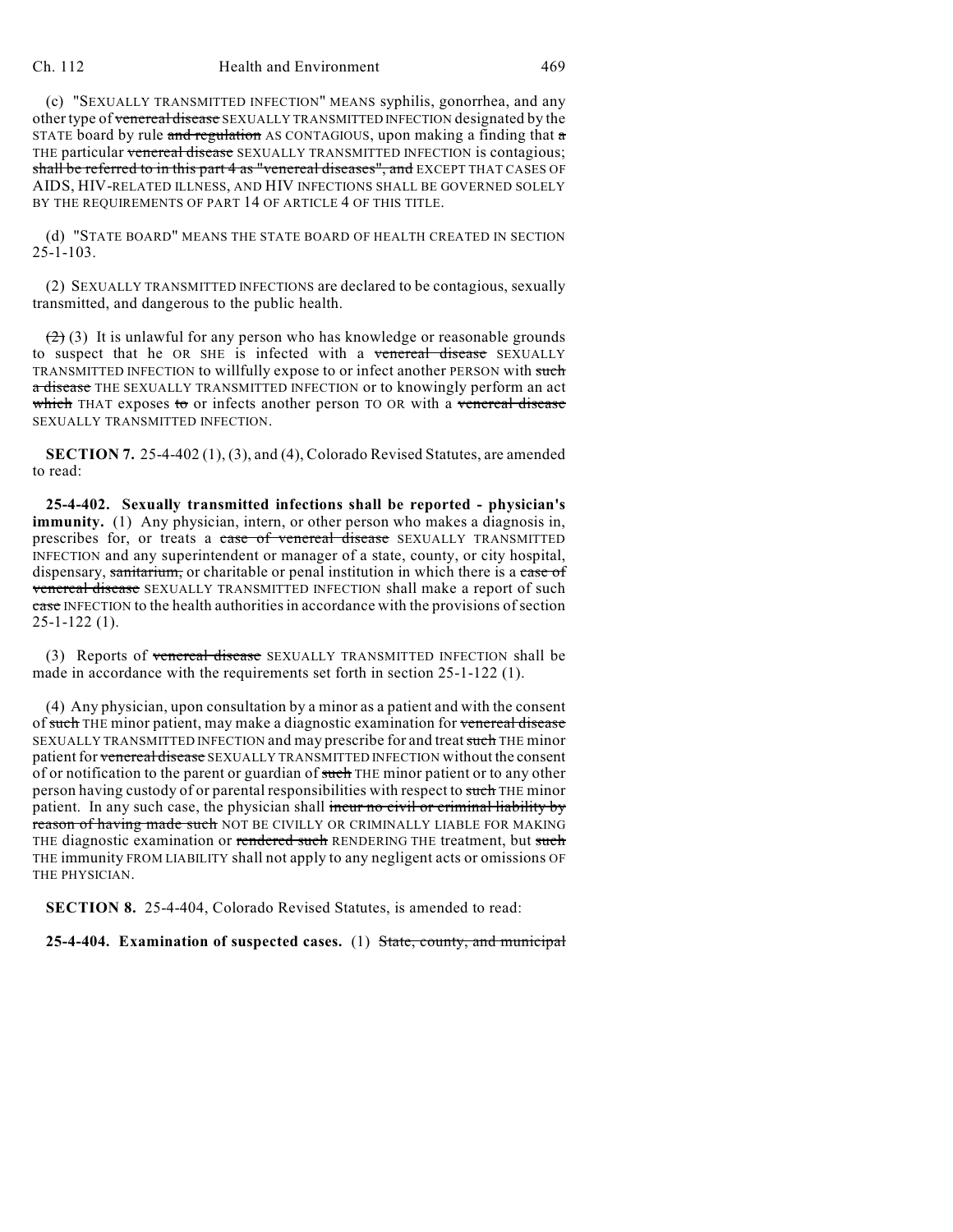(c) "SEXUALLY TRANSMITTED INFECTION" MEANS syphilis, gonorrhea, and any other type of ~~venereal disease~~ SEXUALLY TRANSMITTED INFECTION designated by the STATE board by rule ~~and regulation~~ AS CONTAGIOUS, upon making a finding that ~~a~~ THE particular ~~venereal disease~~ SEXUALLY TRANSMITTED INFECTION is contagious; ~~shall be referred to in this part 4 as "venereal diseases", and~~ EXCEPT THAT CASES OF AIDS, HIV-RELATED ILLNESS, AND HIV INFECTIONS SHALL BE GOVERNED SOLELY BY THE REQUIREMENTS OF PART 14 OF ARTICLE 4 OF THIS TITLE.

(d) "STATE BOARD" MEANS THE STATE BOARD OF HEALTH CREATED IN SECTION 25-1-103.

(2) SEXUALLY TRANSMITTED INFECTIONS are declared to be contagious, sexually transmitted, and dangerous to the public health.

~~(2)~~ (3) It is unlawful for any person who has knowledge or reasonable grounds to suspect that he OR SHE is infected with a ~~venereal disease~~ SEXUALLY TRANSMITTED INFECTION to willfully expose to or infect another PERSON with ~~such a disease~~ THE SEXUALLY TRANSMITTED INFECTION or to knowingly perform an act ~~which~~ THAT exposes ~~to~~ or infects another person TO OR with a ~~venereal disease~~ SEXUALLY TRANSMITTED INFECTION.

**SECTION 7.** 25-4-402 (1), (3), and (4), Colorado Revised Statutes, are amended to read:

**25-4-402. Sexually transmitted infections shall be reported - physician's immunity.** (1) Any physician, intern, or other person who makes a diagnosis in, prescribes for, or treats a ~~case of venereal disease~~ SEXUALLY TRANSMITTED INFECTION and any superintendent or manager of a state, county, or city hospital, dispensary, ~~sanitarium,~~ or charitable or penal institution in which there is a ~~case of venereal disease~~ SEXUALLY TRANSMITTED INFECTION shall make a report of such ~~case~~ INFECTION to the health authorities in accordance with the provisions of section 25-1-122 (1).

(3) Reports of ~~venereal disease~~ SEXUALLY TRANSMITTED INFECTION shall be made in accordance with the requirements set forth in section 25-1-122 (1).

(4) Any physician, upon consultation by a minor as a patient and with the consent of ~~such~~ THE minor patient, may make a diagnostic examination for ~~venereal disease~~ SEXUALLY TRANSMITTED INFECTION and may prescribe for and treat ~~such~~ THE minor patient for ~~venereal disease~~ SEXUALLY TRANSMITTED INFECTION without the consent of or notification to the parent or guardian of ~~such~~ THE minor patient or to any other person having custody of or parental responsibilities with respect to ~~such~~ THE minor patient. In any such case, the physician shall ~~incur no civil or criminal liability by reason of having made such~~ NOT BE CIVILLY OR CRIMINALLY LIABLE FOR MAKING THE diagnostic examination or ~~rendered such~~ RENDERING THE treatment, but ~~such~~ THE immunity FROM LIABILITY shall not apply to any negligent acts or omissions OF THE PHYSICIAN.

**SECTION 8.** 25-4-404, Colorado Revised Statutes, is amended to read:

**25-4-404. Examination of suspected cases.** (1) ~~State, county, and municipal~~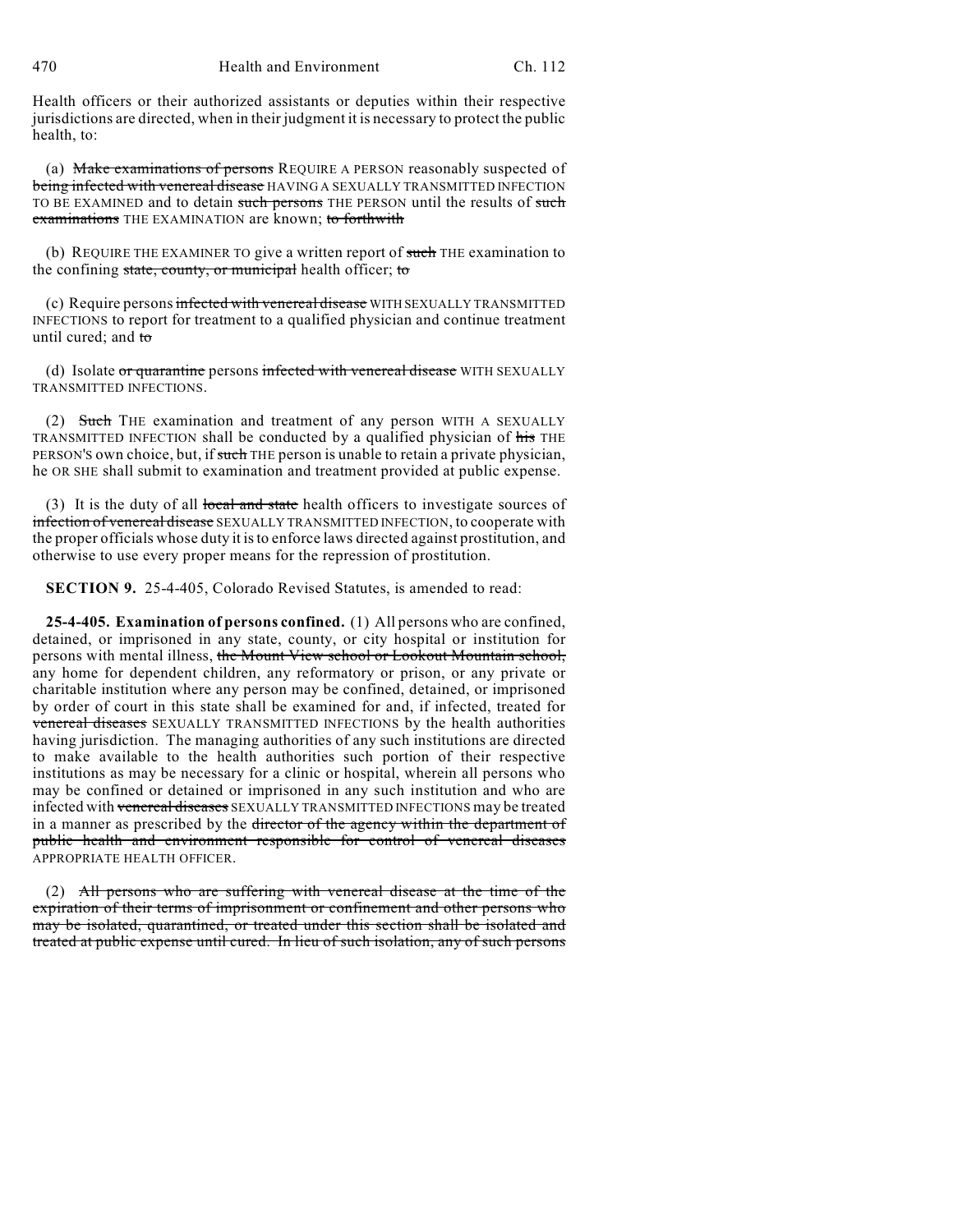Health officers or their authorized assistants or deputies within their respective jurisdictions are directed, when in their judgment it is necessary to protect the public health, to:

(a) ~~Make examinations of persons~~ REQUIRE A PERSON reasonably suspected of ~~being infected with venereal disease~~ HAVING A SEXUALLY TRANSMITTED INFECTION TO BE EXAMINED and to detain ~~such persons~~ THE PERSON until the results of ~~such examinations~~ THE EXAMINATION are known; ~~to forthwith~~

(b) REQUIRE THE EXAMINER TO give a written report of ~~such~~ THE examination to the confining ~~state, county, or municipal~~ health officer; ~~to~~

(c) Require persons ~~infected with venereal disease~~ WITH SEXUALLY TRANSMITTED INFECTIONS to report for treatment to a qualified physician and continue treatment until cured; and ~~to~~

(d) Isolate ~~or quarantine~~ persons ~~infected with venereal disease~~ WITH SEXUALLY TRANSMITTED INFECTIONS.

(2) ~~Such~~ THE examination and treatment of any person WITH A SEXUALLY TRANSMITTED INFECTION shall be conducted by a qualified physician of ~~his~~ THE PERSON'S own choice, but, if ~~such~~ THE person is unable to retain a private physician, he OR SHE shall submit to examination and treatment provided at public expense.

(3) It is the duty of all ~~local and state~~ health officers to investigate sources of ~~infection of venereal disease~~ SEXUALLY TRANSMITTED INFECTION, to cooperate with the proper officials whose duty it is to enforce laws directed against prostitution, and otherwise to use every proper means for the repression of prostitution.

**SECTION 9.** 25-4-405, Colorado Revised Statutes, is amended to read:

**25-4-405. Examination of persons confined.** (1) All persons who are confined, detained, or imprisoned in any state, county, or city hospital or institution for persons with mental illness, ~~the Mount View school or Lookout Mountain school,~~ any home for dependent children, any reformatory or prison, or any private or charitable institution where any person may be confined, detained, or imprisoned by order of court in this state shall be examined for and, if infected, treated for ~~venereal diseases~~ SEXUALLY TRANSMITTED INFECTIONS by the health authorities having jurisdiction. The managing authorities of any such institutions are directed to make available to the health authorities such portion of their respective institutions as may be necessary for a clinic or hospital, wherein all persons who may be confined or detained or imprisoned in any such institution and who are infected with ~~venereal diseases~~ SEXUALLY TRANSMITTED INFECTIONS may be treated in a manner as prescribed by the ~~director of the agency within the department of public health and environment responsible for control of venereal diseases~~ APPROPRIATE HEALTH OFFICER.

(2) ~~All persons who are suffering with venereal disease at the time of the expiration of their terms of imprisonment or confinement and other persons who may be isolated, quarantined, or treated under this section shall be isolated and treated at public expense until cured. In lieu of such isolation, any of such persons~~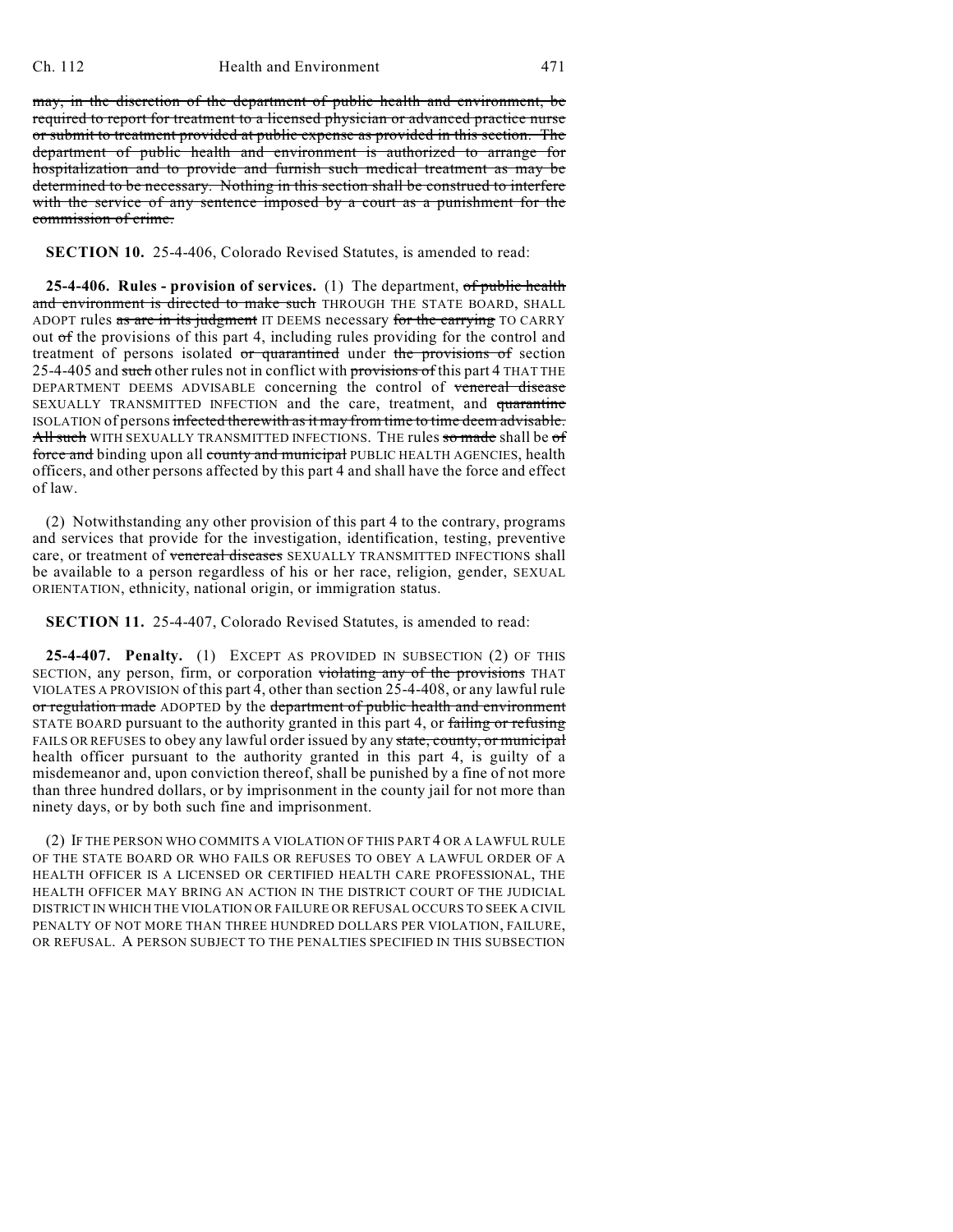~~may, in the discretion of the department of public health and environment, be required to report for treatment to a licensed physician or advanced practice nurse or submit to treatment provided at public expense as provided in this section. The department of public health and environment is authorized to arrange for hospitalization and to provide and furnish such medical treatment as may be determined to be necessary. Nothing in this section shall be construed to interfere with the service of any sentence imposed by a court as a punishment for the commission of crime.~~

**SECTION 10.** 25-4-406, Colorado Revised Statutes, is amended to read:

**25-4-406. Rules - provision of services.** (1) The department, ~~of public health and environment is directed to make such~~ THROUGH THE STATE BOARD, SHALL ADOPT rules ~~as are in its judgment~~ IT DEEMS necessary ~~for the carrying~~ TO CARRY out ~~of~~ the provisions of this part 4, including rules providing for the control and treatment of persons isolated ~~or quarantined~~ under ~~the provisions of~~ section 25-4-405 and ~~such~~ other rules not in conflict with ~~provisions of~~ this part 4 THAT THE DEPARTMENT DEEMS ADVISABLE concerning the control of ~~venereal disease~~ SEXUALLY TRANSMITTED INFECTION and the care, treatment, and ~~quarantine~~ ISOLATION of persons ~~infected therewith as it may from time to time deem advisable. All such~~ WITH SEXUALLY TRANSMITTED INFECTIONS. THE rules ~~so made~~ shall be ~~of force and~~ binding upon all ~~county and municipal~~ PUBLIC HEALTH AGENCIES, health officers, and other persons affected by this part 4 and shall have the force and effect of law.

(2) Notwithstanding any other provision of this part 4 to the contrary, programs and services that provide for the investigation, identification, testing, preventive care, or treatment of ~~venereal diseases~~ SEXUALLY TRANSMITTED INFECTIONS shall be available to a person regardless of his or her race, religion, gender, SEXUAL ORIENTATION, ethnicity, national origin, or immigration status.

**SECTION 11.** 25-4-407, Colorado Revised Statutes, is amended to read:

**25-4-407. Penalty.** (1) EXCEPT AS PROVIDED IN SUBSECTION (2) OF THIS SECTION, any person, firm, or corporation ~~violating any of the provisions~~ THAT VIOLATES A PROVISION of this part 4, other than section 25-4-408, or any lawful rule ~~or regulation made~~ ADOPTED by the ~~department of public health and environment~~ STATE BOARD pursuant to the authority granted in this part 4, or ~~failing or refusing~~ FAILS OR REFUSES to obey any lawful order issued by any ~~state, county, or municipal~~ health officer pursuant to the authority granted in this part 4, is guilty of a misdemeanor and, upon conviction thereof, shall be punished by a fine of not more than three hundred dollars, or by imprisonment in the county jail for not more than ninety days, or by both such fine and imprisonment.

(2) IF THE PERSON WHO COMMITS A VIOLATION OF THIS PART 4 OR A LAWFUL RULE OF THE STATE BOARD OR WHO FAILS OR REFUSES TO OBEY A LAWFUL ORDER OF A HEALTH OFFICER IS A LICENSED OR CERTIFIED HEALTH CARE PROFESSIONAL, THE HEALTH OFFICER MAY BRING AN ACTION IN THE DISTRICT COURT OF THE JUDICIAL DISTRICT IN WHICH THE VIOLATION OR FAILURE OR REFUSAL OCCURS TO SEEK A CIVIL PENALTY OF NOT MORE THAN THREE HUNDRED DOLLARS PER VIOLATION, FAILURE, OR REFUSAL. A PERSON SUBJECT TO THE PENALTIES SPECIFIED IN THIS SUBSECTION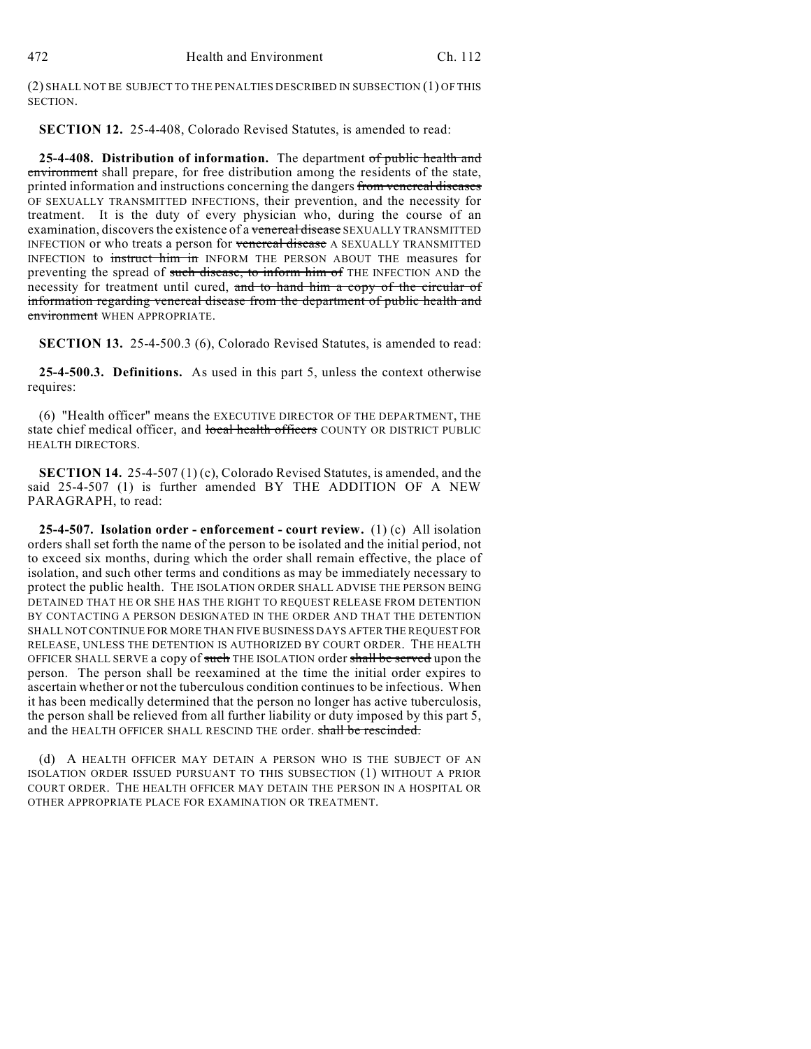(2) SHALL NOT BE SUBJECT TO THE PENALTIES DESCRIBED IN SUBSECTION (1) OF THIS SECTION.

**SECTION 12.** 25-4-408, Colorado Revised Statutes, is amended to read:

**25-4-408. Distribution of information.** The department ~~of public health and environment~~ shall prepare, for free distribution among the residents of the state, printed information and instructions concerning the dangers ~~from venereal diseases~~ OF SEXUALLY TRANSMITTED INFECTIONS, their prevention, and the necessity for treatment. It is the duty of every physician who, during the course of an examination, discovers the existence of a ~~venereal disease~~ SEXUALLY TRANSMITTED INFECTION or who treats a person for ~~venereal disease~~ A SEXUALLY TRANSMITTED INFECTION to ~~instruct him in~~ INFORM THE PERSON ABOUT THE measures for preventing the spread of ~~such disease, to inform him of~~ THE INFECTION AND the necessity for treatment until cured, ~~and to hand him a copy of the circular of information regarding venereal disease from the department of public health and environment~~ WHEN APPROPRIATE.

**SECTION 13.** 25-4-500.3 (6), Colorado Revised Statutes, is amended to read:

**25-4-500.3. Definitions.** As used in this part 5, unless the context otherwise requires:

(6) "Health officer" means the EXECUTIVE DIRECTOR OF THE DEPARTMENT, THE state chief medical officer, and ~~local health officers~~ COUNTY OR DISTRICT PUBLIC HEALTH DIRECTORS.

**SECTION 14.** 25-4-507 (1) (c), Colorado Revised Statutes, is amended, and the said 25-4-507 (1) is further amended BY THE ADDITION OF A NEW PARAGRAPH, to read:

**25-4-507. Isolation order - enforcement - court review.** (1) (c) All isolation orders shall set forth the name of the person to be isolated and the initial period, not to exceed six months, during which the order shall remain effective, the place of isolation, and such other terms and conditions as may be immediately necessary to protect the public health. THE ISOLATION ORDER SHALL ADVISE THE PERSON BEING DETAINED THAT HE OR SHE HAS THE RIGHT TO REQUEST RELEASE FROM DETENTION BY CONTACTING A PERSON DESIGNATED IN THE ORDER AND THAT THE DETENTION SHALL NOT CONTINUE FOR MORE THAN FIVE BUSINESS DAYS AFTER THE REQUEST FOR RELEASE, UNLESS THE DETENTION IS AUTHORIZED BY COURT ORDER. THE HEALTH OFFICER SHALL SERVE a copy of ~~such~~ THE ISOLATION order ~~shall be served~~ upon the person. The person shall be reexamined at the time the initial order expires to ascertain whether or not the tuberculous condition continues to be infectious. When it has been medically determined that the person no longer has active tuberculosis, the person shall be relieved from all further liability or duty imposed by this part 5, and the HEALTH OFFICER SHALL RESCIND THE order. ~~shall be rescinded.~~

(d) A HEALTH OFFICER MAY DETAIN A PERSON WHO IS THE SUBJECT OF AN ISOLATION ORDER ISSUED PURSUANT TO THIS SUBSECTION (1) WITHOUT A PRIOR COURT ORDER. THE HEALTH OFFICER MAY DETAIN THE PERSON IN A HOSPITAL OR OTHER APPROPRIATE PLACE FOR EXAMINATION OR TREATMENT.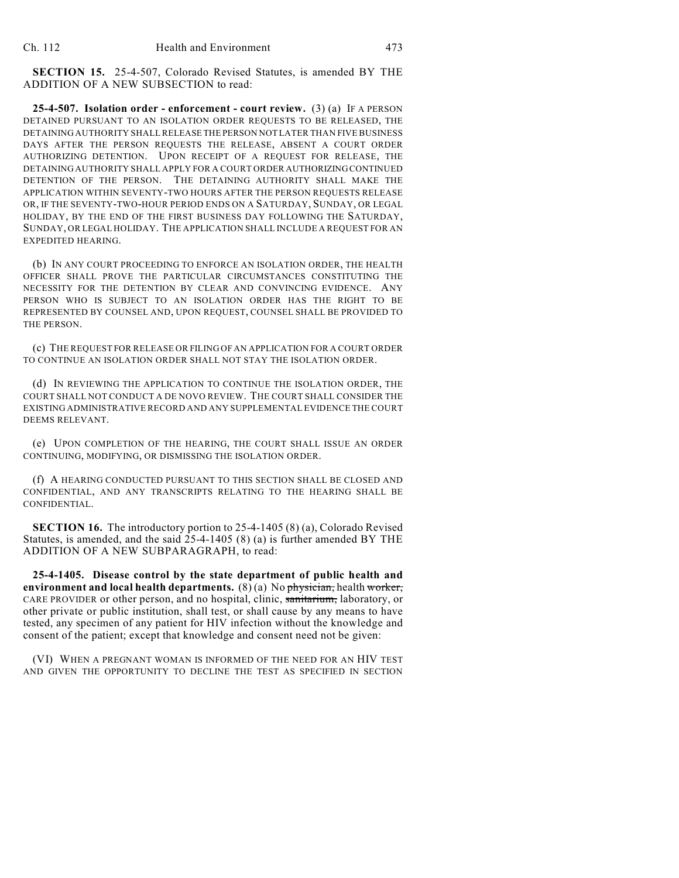**SECTION 15.** 25-4-507, Colorado Revised Statutes, is amended BY THE ADDITION OF A NEW SUBSECTION to read:

**25-4-507. Isolation order - enforcement - court review.** (3) (a) IF A PERSON DETAINED PURSUANT TO AN ISOLATION ORDER REQUESTS TO BE RELEASED, THE DETAINING AUTHORITY SHALL RELEASE THE PERSON NOT LATER THAN FIVE BUSINESS DAYS AFTER THE PERSON REQUESTS THE RELEASE, ABSENT A COURT ORDER AUTHORIZING DETENTION. UPON RECEIPT OF A REQUEST FOR RELEASE, THE DETAINING AUTHORITY SHALL APPLY FOR A COURT ORDER AUTHORIZING CONTINUED DETENTION OF THE PERSON. THE DETAINING AUTHORITY SHALL MAKE THE APPLICATION WITHIN SEVENTY-TWO HOURS AFTER THE PERSON REQUESTS RELEASE OR, IF THE SEVENTY-TWO-HOUR PERIOD ENDS ON A SATURDAY, SUNDAY, OR LEGAL HOLIDAY, BY THE END OF THE FIRST BUSINESS DAY FOLLOWING THE SATURDAY, SUNDAY, OR LEGAL HOLIDAY. THE APPLICATION SHALL INCLUDE A REQUEST FOR AN EXPEDITED HEARING.

(b) IN ANY COURT PROCEEDING TO ENFORCE AN ISOLATION ORDER, THE HEALTH OFFICER SHALL PROVE THE PARTICULAR CIRCUMSTANCES CONSTITUTING THE NECESSITY FOR THE DETENTION BY CLEAR AND CONVINCING EVIDENCE. ANY PERSON WHO IS SUBJECT TO AN ISOLATION ORDER HAS THE RIGHT TO BE REPRESENTED BY COUNSEL AND, UPON REQUEST, COUNSEL SHALL BE PROVIDED TO THE PERSON.

(c) THE REQUEST FOR RELEASE OR FILING OF AN APPLICATION FOR A COURT ORDER TO CONTINUE AN ISOLATION ORDER SHALL NOT STAY THE ISOLATION ORDER.

(d) IN REVIEWING THE APPLICATION TO CONTINUE THE ISOLATION ORDER, THE COURT SHALL NOT CONDUCT A DE NOVO REVIEW. THE COURT SHALL CONSIDER THE EXISTING ADMINISTRATIVE RECORD AND ANY SUPPLEMENTAL EVIDENCE THE COURT DEEMS RELEVANT.

(e) UPON COMPLETION OF THE HEARING, THE COURT SHALL ISSUE AN ORDER CONTINUING, MODIFYING, OR DISMISSING THE ISOLATION ORDER.

(f) A HEARING CONDUCTED PURSUANT TO THIS SECTION SHALL BE CLOSED AND CONFIDENTIAL, AND ANY TRANSCRIPTS RELATING TO THE HEARING SHALL BE CONFIDENTIAL.

**SECTION 16.** The introductory portion to 25-4-1405 (8) (a), Colorado Revised Statutes, is amended, and the said 25-4-1405 (8) (a) is further amended BY THE ADDITION OF A NEW SUBPARAGRAPH, to read:

**25-4-1405. Disease control by the state department of public health and environment and local health departments.** (8) (a) No ~~physician,~~ health ~~worker,~~ CARE PROVIDER or other person, and no hospital, clinic, ~~sanitarium,~~ laboratory, or other private or public institution, shall test, or shall cause by any means to have tested, any specimen of any patient for HIV infection without the knowledge and consent of the patient; except that knowledge and consent need not be given:

(VI) WHEN A PREGNANT WOMAN IS INFORMED OF THE NEED FOR AN HIV TEST AND GIVEN THE OPPORTUNITY TO DECLINE THE TEST AS SPECIFIED IN SECTION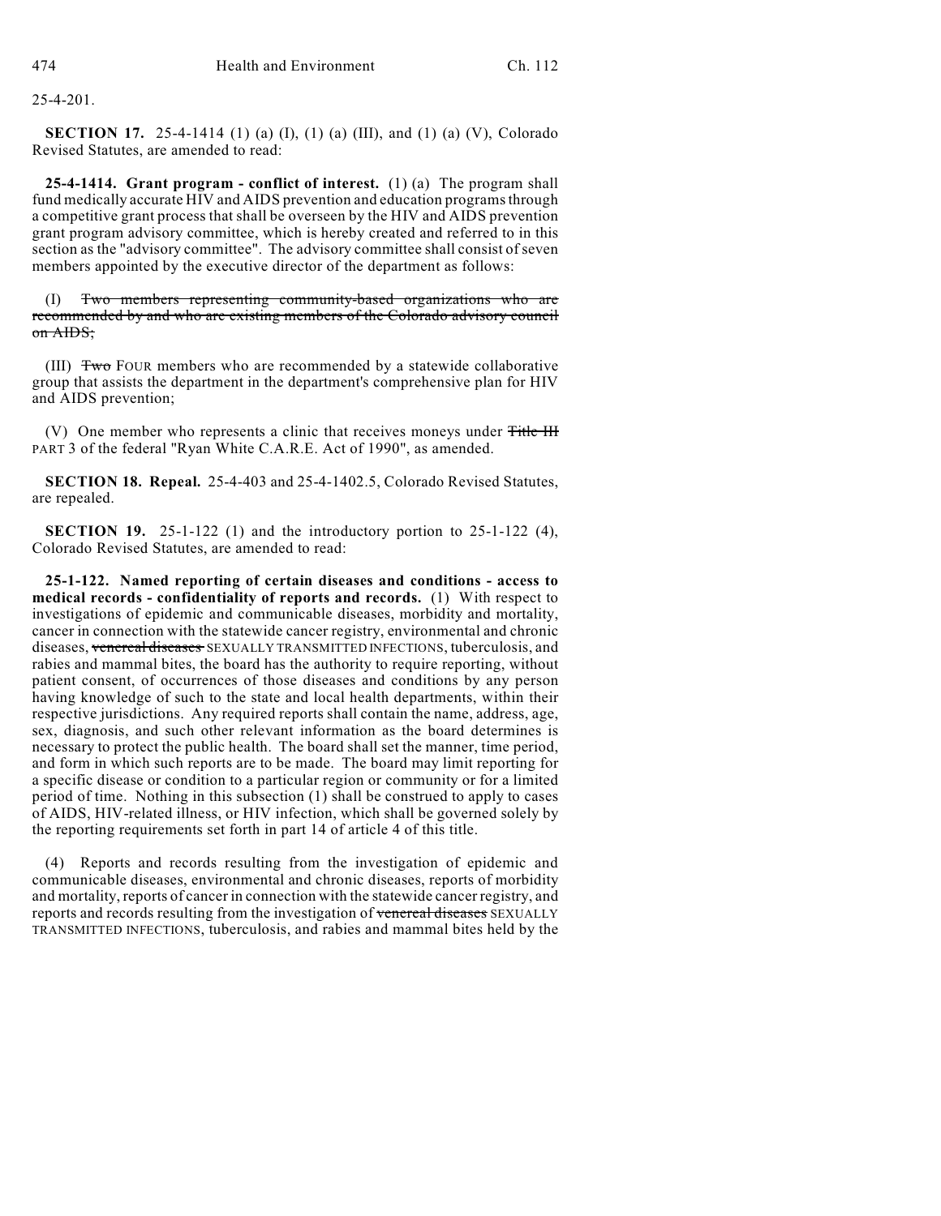25-4-201.

**SECTION 17.** 25-4-1414 (1) (a) (I), (1) (a) (III), and (1) (a) (V), Colorado Revised Statutes, are amended to read:

**25-4-1414. Grant program - conflict of interest.** (1) (a) The program shall fund medically accurate HIV and AIDS prevention and education programs through a competitive grant process that shall be overseen by the HIV and AIDS prevention grant program advisory committee, which is hereby created and referred to in this section as the "advisory committee". The advisory committee shall consist of seven members appointed by the executive director of the department as follows:

(I) ~~Two members representing community-based organizations who are recommended by and who are existing members of the Colorado advisory council on AIDS;~~

(III) ~~Two~~ FOUR members who are recommended by a statewide collaborative group that assists the department in the department's comprehensive plan for HIV and AIDS prevention;

(V) One member who represents a clinic that receives moneys under ~~Title III~~ PART 3 of the federal "Ryan White C.A.R.E. Act of 1990", as amended.

**SECTION 18. Repeal.** 25-4-403 and 25-4-1402.5, Colorado Revised Statutes, are repealed.

**SECTION 19.** 25-1-122 (1) and the introductory portion to 25-1-122 (4), Colorado Revised Statutes, are amended to read:

**25-1-122. Named reporting of certain diseases and conditions - access to medical records - confidentiality of reports and records.** (1) With respect to investigations of epidemic and communicable diseases, morbidity and mortality, cancer in connection with the statewide cancer registry, environmental and chronic diseases, ~~venereal diseases~~ SEXUALLY TRANSMITTED INFECTIONS, tuberculosis, and rabies and mammal bites, the board has the authority to require reporting, without patient consent, of occurrences of those diseases and conditions by any person having knowledge of such to the state and local health departments, within their respective jurisdictions. Any required reports shall contain the name, address, age, sex, diagnosis, and such other relevant information as the board determines is necessary to protect the public health. The board shall set the manner, time period, and form in which such reports are to be made. The board may limit reporting for a specific disease or condition to a particular region or community or for a limited period of time. Nothing in this subsection (1) shall be construed to apply to cases of AIDS, HIV-related illness, or HIV infection, which shall be governed solely by the reporting requirements set forth in part 14 of article 4 of this title.

(4) Reports and records resulting from the investigation of epidemic and communicable diseases, environmental and chronic diseases, reports of morbidity and mortality, reports of cancer in connection with the statewide cancer registry, and reports and records resulting from the investigation of ~~venereal diseases~~ SEXUALLY TRANSMITTED INFECTIONS, tuberculosis, and rabies and mammal bites held by the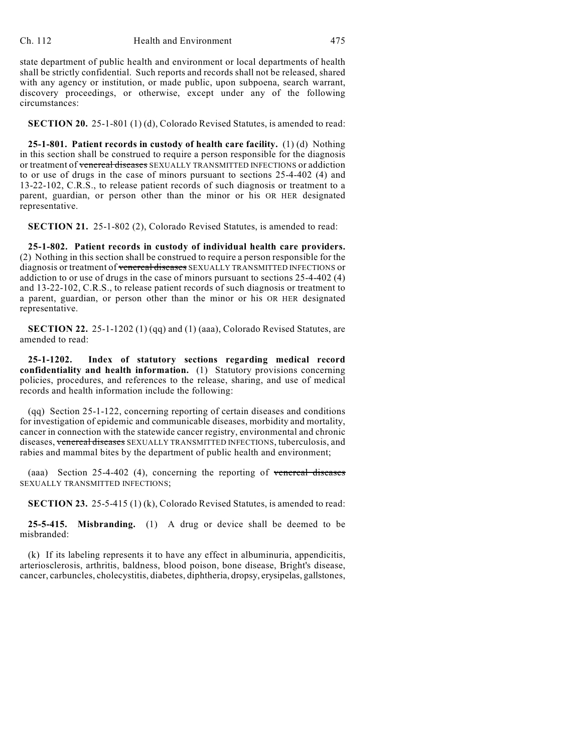state department of public health and environment or local departments of health shall be strictly confidential. Such reports and records shall not be released, shared with any agency or institution, or made public, upon subpoena, search warrant, discovery proceedings, or otherwise, except under any of the following circumstances:

**SECTION 20.** 25-1-801 (1) (d), Colorado Revised Statutes, is amended to read:

**25-1-801. Patient records in custody of health care facility.** (1) (d) Nothing in this section shall be construed to require a person responsible for the diagnosis or treatment of ~~venereal diseases~~ SEXUALLY TRANSMITTED INFECTIONS or addiction to or use of drugs in the case of minors pursuant to sections 25-4-402 (4) and 13-22-102, C.R.S., to release patient records of such diagnosis or treatment to a parent, guardian, or person other than the minor or his OR HER designated representative.

**SECTION 21.** 25-1-802 (2), Colorado Revised Statutes, is amended to read:

**25-1-802. Patient records in custody of individual health care providers.** (2) Nothing in this section shall be construed to require a person responsible for the diagnosis or treatment of ~~venereal diseases~~ SEXUALLY TRANSMITTED INFECTIONS or addiction to or use of drugs in the case of minors pursuant to sections 25-4-402 (4) and 13-22-102, C.R.S., to release patient records of such diagnosis or treatment to a parent, guardian, or person other than the minor or his OR HER designated representative.

**SECTION 22.** 25-1-1202 (1) (qq) and (1) (aaa), Colorado Revised Statutes, are amended to read:

**25-1-1202. Index of statutory sections regarding medical record confidentiality and health information.** (1) Statutory provisions concerning policies, procedures, and references to the release, sharing, and use of medical records and health information include the following:

(qq) Section 25-1-122, concerning reporting of certain diseases and conditions for investigation of epidemic and communicable diseases, morbidity and mortality, cancer in connection with the statewide cancer registry, environmental and chronic diseases, ~~venereal diseases~~ SEXUALLY TRANSMITTED INFECTIONS, tuberculosis, and rabies and mammal bites by the department of public health and environment;

(aaa) Section 25-4-402 (4), concerning the reporting of ~~venereal diseases~~ SEXUALLY TRANSMITTED INFECTIONS;

**SECTION 23.** 25-5-415 (1) (k), Colorado Revised Statutes, is amended to read:

**25-5-415. Misbranding.** (1) A drug or device shall be deemed to be misbranded:

(k) If its labeling represents it to have any effect in albuminuria, appendicitis, arteriosclerosis, arthritis, baldness, blood poison, bone disease, Bright's disease, cancer, carbuncles, cholecystitis, diabetes, diphtheria, dropsy, erysipelas, gallstones,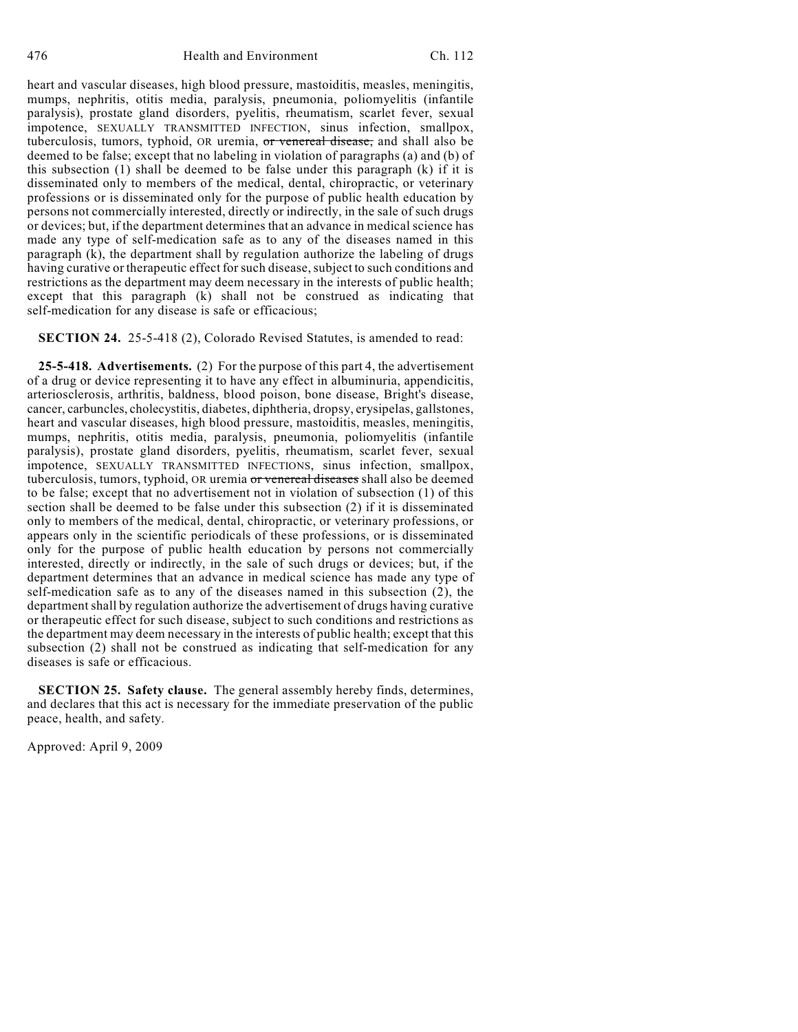heart and vascular diseases, high blood pressure, mastoiditis, measles, meningitis, mumps, nephritis, otitis media, paralysis, pneumonia, poliomyelitis (infantile paralysis), prostate gland disorders, pyelitis, rheumatism, scarlet fever, sexual impotence, SEXUALLY TRANSMITTED INFECTION, sinus infection, smallpox, tuberculosis, tumors, typhoid, OR uremia, ~~or venereal disease,~~ and shall also be deemed to be false; except that no labeling in violation of paragraphs (a) and (b) of this subsection (1) shall be deemed to be false under this paragraph (k) if it is disseminated only to members of the medical, dental, chiropractic, or veterinary professions or is disseminated only for the purpose of public health education by persons not commercially interested, directly or indirectly, in the sale of such drugs or devices; but, if the department determines that an advance in medical science has made any type of self-medication safe as to any of the diseases named in this paragraph (k), the department shall by regulation authorize the labeling of drugs having curative or therapeutic effect for such disease, subject to such conditions and restrictions as the department may deem necessary in the interests of public health; except that this paragraph (k) shall not be construed as indicating that self-medication for any disease is safe or efficacious;

**SECTION 24.** 25-5-418 (2), Colorado Revised Statutes, is amended to read:

**25-5-418. Advertisements.** (2) For the purpose of this part 4, the advertisement of a drug or device representing it to have any effect in albuminuria, appendicitis, arteriosclerosis, arthritis, baldness, blood poison, bone disease, Bright's disease, cancer, carbuncles, cholecystitis, diabetes, diphtheria, dropsy, erysipelas, gallstones, heart and vascular diseases, high blood pressure, mastoiditis, measles, meningitis, mumps, nephritis, otitis media, paralysis, pneumonia, poliomyelitis (infantile paralysis), prostate gland disorders, pyelitis, rheumatism, scarlet fever, sexual impotence, SEXUALLY TRANSMITTED INFECTIONS, sinus infection, smallpox, tuberculosis, tumors, typhoid, OR uremia ~~or venereal diseases~~ shall also be deemed to be false; except that no advertisement not in violation of subsection (1) of this section shall be deemed to be false under this subsection (2) if it is disseminated only to members of the medical, dental, chiropractic, or veterinary professions, or appears only in the scientific periodicals of these professions, or is disseminated only for the purpose of public health education by persons not commercially interested, directly or indirectly, in the sale of such drugs or devices; but, if the department determines that an advance in medical science has made any type of self-medication safe as to any of the diseases named in this subsection (2), the department shall by regulation authorize the advertisement of drugs having curative or therapeutic effect for such disease, subject to such conditions and restrictions as the department may deem necessary in the interests of public health; except that this subsection (2) shall not be construed as indicating that self-medication for any diseases is safe or efficacious.

**SECTION 25. Safety clause.** The general assembly hereby finds, determines, and declares that this act is necessary for the immediate preservation of the public peace, health, and safety.

Approved: April 9, 2009